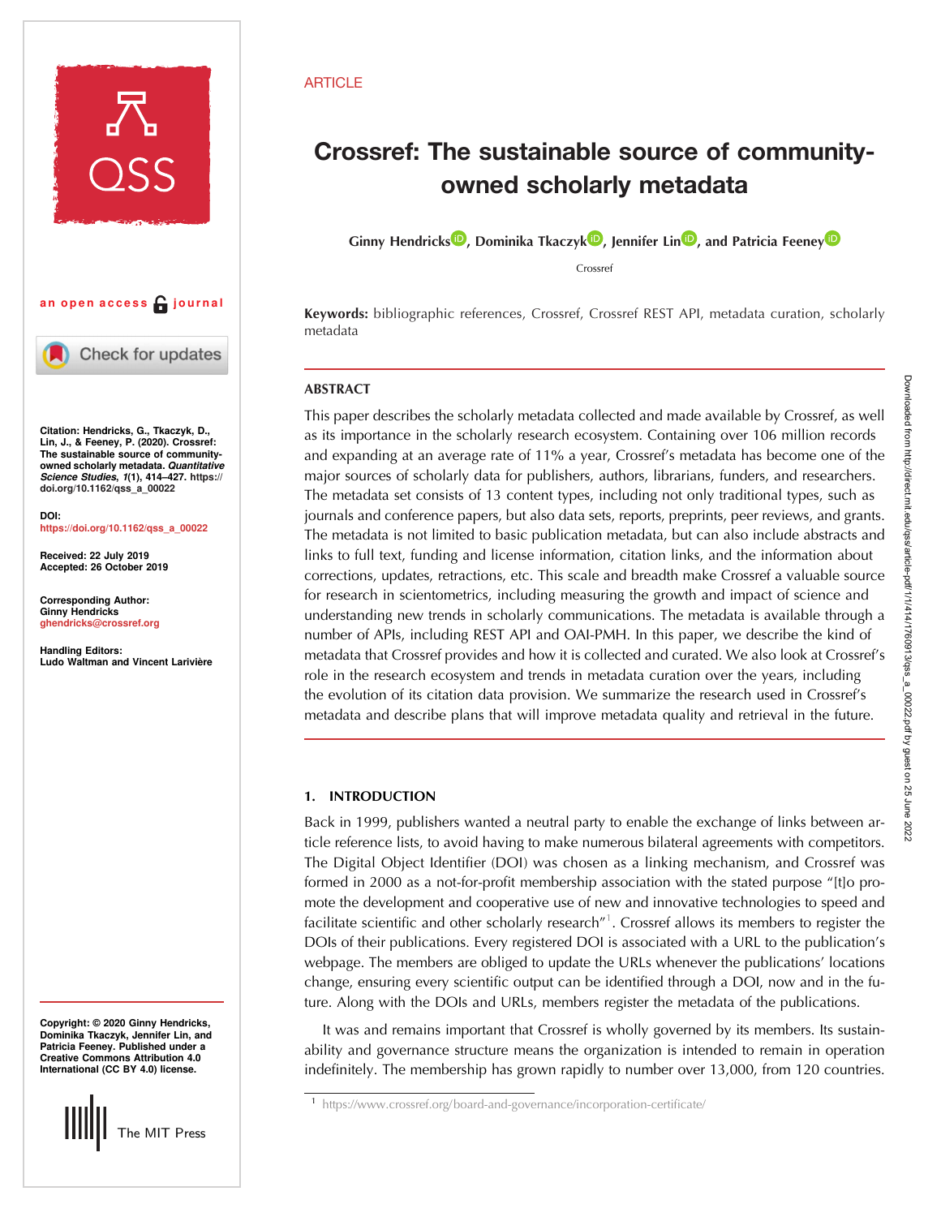ARTICLE

# Crossref: The sustainable source of community-owned scholarly metadata

**Ginny Hendricks, Dominika Tkaczyk, Jennifer Lin, and Patricia Feeney**

Crossref

an open access journal

**Citation:** Hendricks, G., Tkaczyk, D., Lin, J., & Feeney, P. (2020). Crossref: The sustainable source of community-owned scholarly metadata. *Quantitative Science Studies*, *1*(1), 414–427. https://doi.org/10.1162/qss_a_00022

**DOI:**
https://doi.org/10.1162/qss_a_00022

**Received:** 22 July 2019
**Accepted:** 26 October 2019

**Corresponding Author:**
Ginny Hendricks
ghendricks@crossref.org

**Handling Editors:**
Ludo Waltman and Vincent Larivière

**Copyright:** © 2020 Ginny Hendricks, Dominika Tkaczyk, Jennifer Lin, and Patricia Feeney. Published under a Creative Commons Attribution 4.0 International (CC BY 4.0) license.

The MIT Press

**Keywords:** bibliographic references, Crossref, Crossref REST API, metadata curation, scholarly metadata

## ABSTRACT

This paper describes the scholarly metadata collected and made available by Crossref, as well as its importance in the scholarly research ecosystem. Containing over 106 million records and expanding at an average rate of 11% a year, Crossref's metadata has become one of the major sources of scholarly data for publishers, authors, librarians, funders, and researchers. The metadata set consists of 13 content types, including not only traditional types, such as journals and conference papers, but also data sets, reports, preprints, peer reviews, and grants. The metadata is not limited to basic publication metadata, but can also include abstracts and links to full text, funding and license information, citation links, and the information about corrections, updates, retractions, etc. This scale and breadth make Crossref a valuable source for research in scientometrics, including measuring the growth and impact of science and understanding new trends in scholarly communications. The metadata is available through a number of APIs, including REST API and OAI-PMH. In this paper, we describe the kind of metadata that Crossref provides and how it is collected and curated. We also look at Crossref's role in the research ecosystem and trends in metadata curation over the years, including the evolution of its citation data provision. We summarize the research used in Crossref's metadata and describe plans that will improve metadata quality and retrieval in the future.

## 1. INTRODUCTION

Back in 1999, publishers wanted a neutral party to enable the exchange of links between article reference lists, to avoid having to make numerous bilateral agreements with competitors. The Digital Object Identifier (DOI) was chosen as a linking mechanism, and Crossref was formed in 2000 as a not-for-profit membership association with the stated purpose "[t]o promote the development and cooperative use of new and innovative technologies to speed and facilitate scientific and other scholarly research"[1]. Crossref allows its members to register the DOIs of their publications. Every registered DOI is associated with a URL to the publication's webpage. The members are obliged to update the URLs whenever the publications' locations change, ensuring every scientific output can be identified through a DOI, now and in the future. Along with the DOIs and URLs, members register the metadata of the publications.

It was and remains important that Crossref is wholly governed by its members. Its sustainability and governance structure means the organization is intended to remain in operation indefinitely. The membership has grown rapidly to number over 13,000, from 120 countries.

[1] https://www.crossref.org/board-and-governance/incorporation-certificate/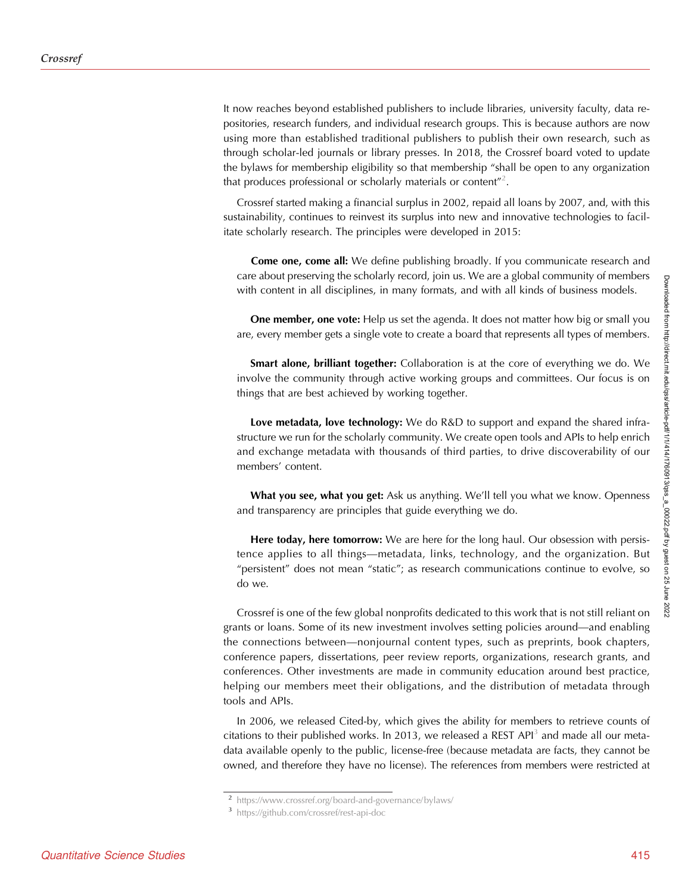It now reaches beyond established publishers to include libraries, university faculty, data repositories, research funders, and individual research groups. This is because authors are now using more than established traditional publishers to publish their own research, such as through scholar-led journals or library presses. In 2018, the Crossref board voted to update the bylaws for membership eligibility so that membership "shall be open to any organization that produces professional or scholarly materials or content"[2].

Crossref started making a financial surplus in 2002, repaid all loans by 2007, and, with this sustainability, continues to reinvest its surplus into new and innovative technologies to facilitate scholarly research. The principles were developed in 2015:

> **Come one, come all:** We define publishing broadly. If you communicate research and care about preserving the scholarly record, join us. We are a global community of members with content in all disciplines, in many formats, and with all kinds of business models.
>
> **One member, one vote:** Help us set the agenda. It does not matter how big or small you are, every member gets a single vote to create a board that represents all types of members.
>
> **Smart alone, brilliant together:** Collaboration is at the core of everything we do. We involve the community through active working groups and committees. Our focus is on things that are best achieved by working together.
>
> **Love metadata, love technology:** We do R&D to support and expand the shared infrastructure we run for the scholarly community. We create open tools and APIs to help enrich and exchange metadata with thousands of third parties, to drive discoverability of our members' content.
>
> **What you see, what you get:** Ask us anything. We'll tell you what we know. Openness and transparency are principles that guide everything we do.
>
> **Here today, here tomorrow:** We are here for the long haul. Our obsession with persistence applies to all things—metadata, links, technology, and the organization. But "persistent" does not mean "static"; as research communications continue to evolve, so do we.

Crossref is one of the few global nonprofits dedicated to this work that is not still reliant on grants or loans. Some of its new investment involves setting policies around—and enabling the connections between—nonjournal content types, such as preprints, book chapters, conference papers, dissertations, peer review reports, organizations, research grants, and conferences. Other investments are made in community education around best practice, helping our members meet their obligations, and the distribution of metadata through tools and APIs.

In 2006, we released Cited-by, which gives the ability for members to retrieve counts of citations to their published works. In 2013, we released a REST API[3] and made all our metadata available openly to the public, license-free (because metadata are facts, they cannot be owned, and therefore they have no license). The references from members were restricted at

[2] https://www.crossref.org/board-and-governance/bylaws/

[3] https://github.com/crossref/rest-api-doc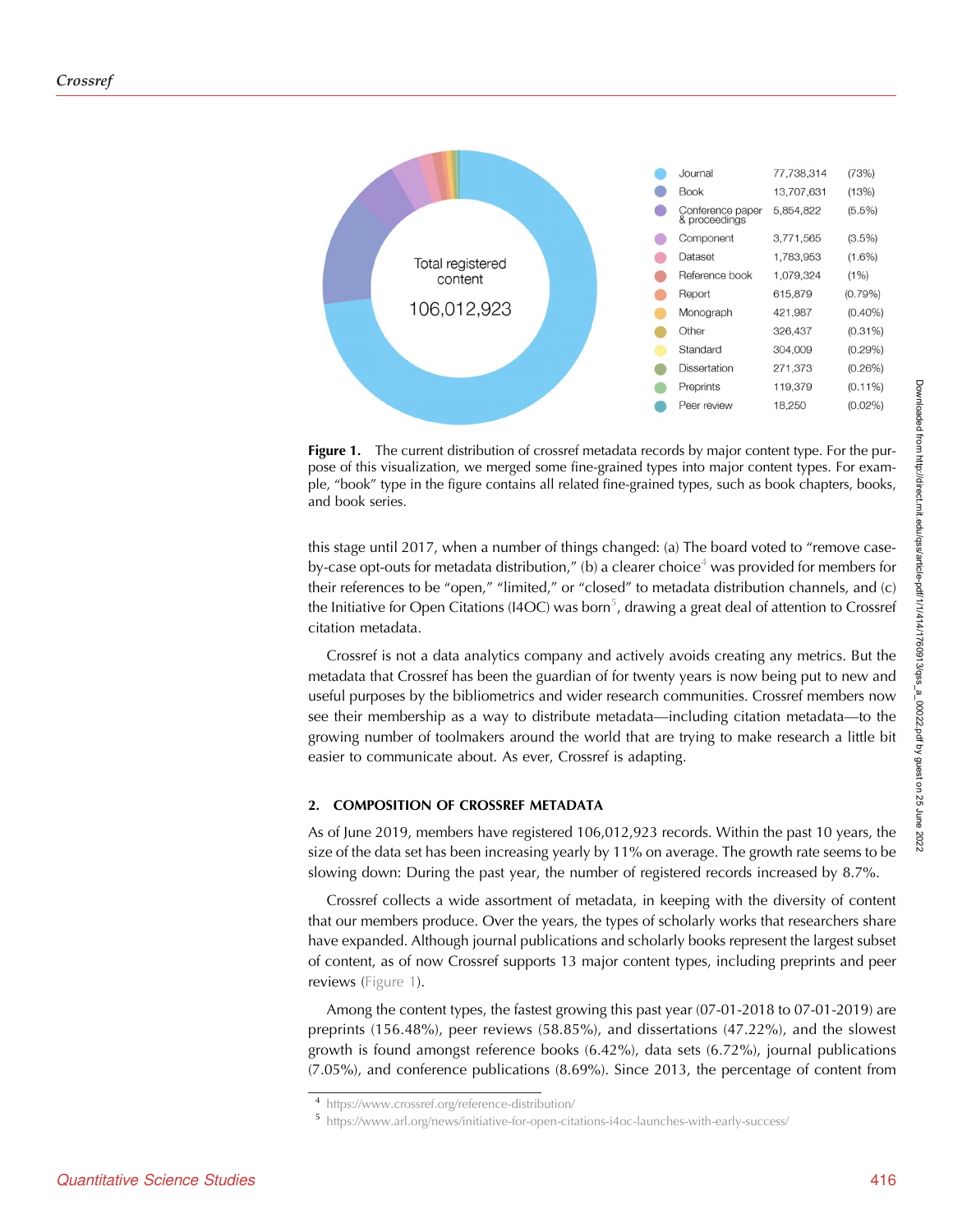| | | |
|---|---|---|
| Journal | 77,738,314 | (73%) |
| Book | 13,707,631 | (13%) |
| Conference paper & proceedings | 5,854,822 | (5.5%) |
| Component | 3,771,565 | (3.5%) |
| Dataset | 1,783,953 | (1.6%) |
| Reference book | 1,079,324 | (1%) |
| Report | 615,879 | (0.79%) |
| Monograph | 421,987 | (0.40%) |
| Other | 326,437 | (0.31%) |
| Standard | 304,009 | (0.29%) |
| Dissertation | 271,373 | (0.26%) |
| Preprints | 119,379 | (0.11%) |
| Peer review | 18,250 | (0.02%) |

Total registered content 106,012,923

**Figure 1.** The current distribution of crossref metadata records by major content type. For the purpose of this visualization, we merged some fine-grained types into major content types. For example, "book" type in the figure contains all related fine-grained types, such as book chapters, books, and book series.

this stage until 2017, when a number of things changed: (a) The board voted to "remove case-by-case opt-outs for metadata distribution," (b) a clearer choice[4] was provided for members for their references to be "open," "limited," or "closed" to metadata distribution channels, and (c) the Initiative for Open Citations (I4OC) was born[5], drawing a great deal of attention to Crossref citation metadata.

Crossref is not a data analytics company and actively avoids creating any metrics. But the metadata that Crossref has been the guardian of for twenty years is now being put to new and useful purposes by the bibliometrics and wider research communities. Crossref members now see their membership as a way to distribute metadata—including citation metadata—to the growing number of toolmakers around the world that are trying to make research a little bit easier to communicate about. As ever, Crossref is adapting.

## 2. COMPOSITION OF CROSSREF METADATA

As of June 2019, members have registered 106,012,923 records. Within the past 10 years, the size of the data set has been increasing yearly by 11% on average. The growth rate seems to be slowing down: During the past year, the number of registered records increased by 8.7%.

Crossref collects a wide assortment of metadata, in keeping with the diversity of content that our members produce. Over the years, the types of scholarly works that researchers share have expanded. Although journal publications and scholarly books represent the largest subset of content, as of now Crossref supports 13 major content types, including preprints and peer reviews (Figure 1).

Among the content types, the fastest growing this past year (07-01-2018 to 07-01-2019) are preprints (156.48%), peer reviews (58.85%), and dissertations (47.22%), and the slowest growth is found amongst reference books (6.42%), data sets (6.72%), journal publications (7.05%), and conference publications (8.69%). Since 2013, the percentage of content from

[4] https://www.crossref.org/reference-distribution/

[5] https://www.arl.org/news/initiative-for-open-citations-i4oc-launches-with-early-success/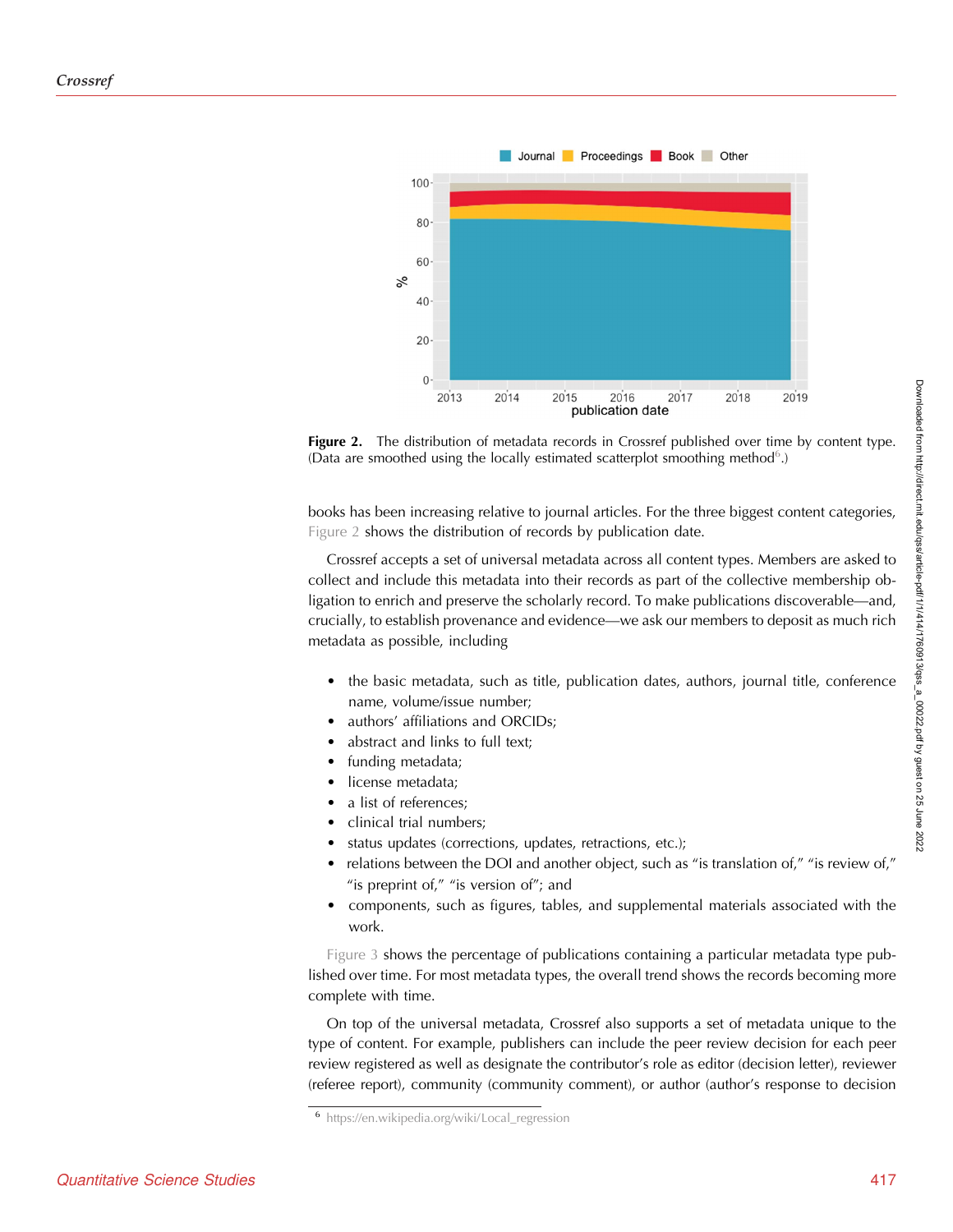Figure 2. The distribution of metadata records in Crossref published over time by content type. (Data are smoothed using the locally estimated scatterplot smoothing method[6].)

books has been increasing relative to journal articles. For the three biggest content categories, Figure 2 shows the distribution of records by publication date.

Crossref accepts a set of universal metadata across all content types. Members are asked to collect and include this metadata into their records as part of the collective membership obligation to enrich and preserve the scholarly record. To make publications discoverable—and, crucially, to establish provenance and evidence—we ask our members to deposit as much rich metadata as possible, including

- the basic metadata, such as title, publication dates, authors, journal title, conference name, volume/issue number;
- authors' affiliations and ORCIDs;
- abstract and links to full text;
- funding metadata;
- license metadata;
- a list of references;
- clinical trial numbers;
- status updates (corrections, updates, retractions, etc.);
- relations between the DOI and another object, such as "is translation of," "is review of," "is preprint of," "is version of"; and
- components, such as figures, tables, and supplemental materials associated with the work.

Figure 3 shows the percentage of publications containing a particular metadata type published over time. For most metadata types, the overall trend shows the records becoming more complete with time.

On top of the universal metadata, Crossref also supports a set of metadata unique to the type of content. For example, publishers can include the peer review decision for each peer review registered as well as designate the contributor's role as editor (decision letter), reviewer (referee report), community (community comment), or author (author's response to decision

[6] https://en.wikipedia.org/wiki/Local_regression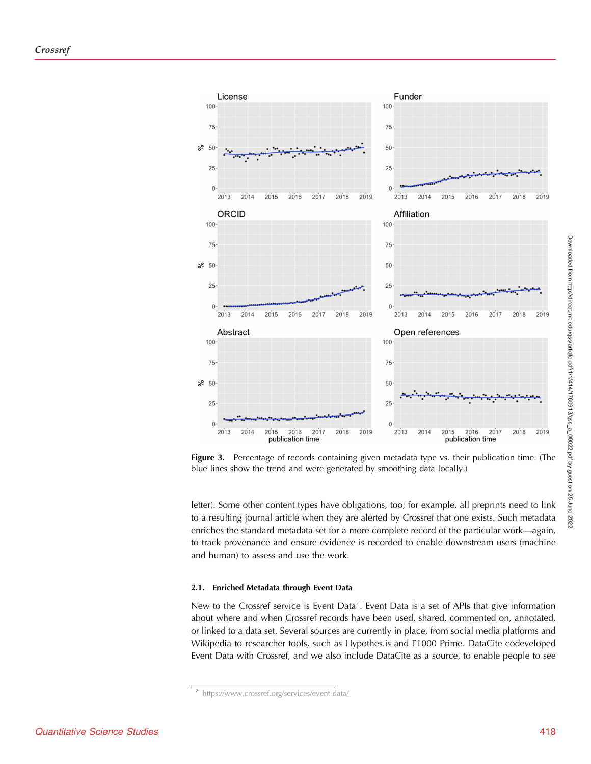**Figure 3.** Percentage of records containing given metadata type vs. their publication time. (The blue lines show the trend and were generated by smoothing data locally.)

letter). Some other content types have obligations, too; for example, all preprints need to link to a resulting journal article when they are alerted by Crossref that one exists. Such metadata enriches the standard metadata set for a more complete record of the particular work—again, to track provenance and ensure evidence is recorded to enable downstream users (machine and human) to assess and use the work.

### 2.1. Enriched Metadata through Event Data

New to the Crossref service is Event Data[7]. Event Data is a set of APIs that give information about where and when Crossref records have been used, shared, commented on, annotated, or linked to a data set. Several sources are currently in place, from social media platforms and Wikipedia to researcher tools, such as Hypothes.is and F1000 Prime. DataCite codeveloped Event Data with Crossref, and we also include DataCite as a source, to enable people to see

[7] https://www.crossref.org/services/event-data/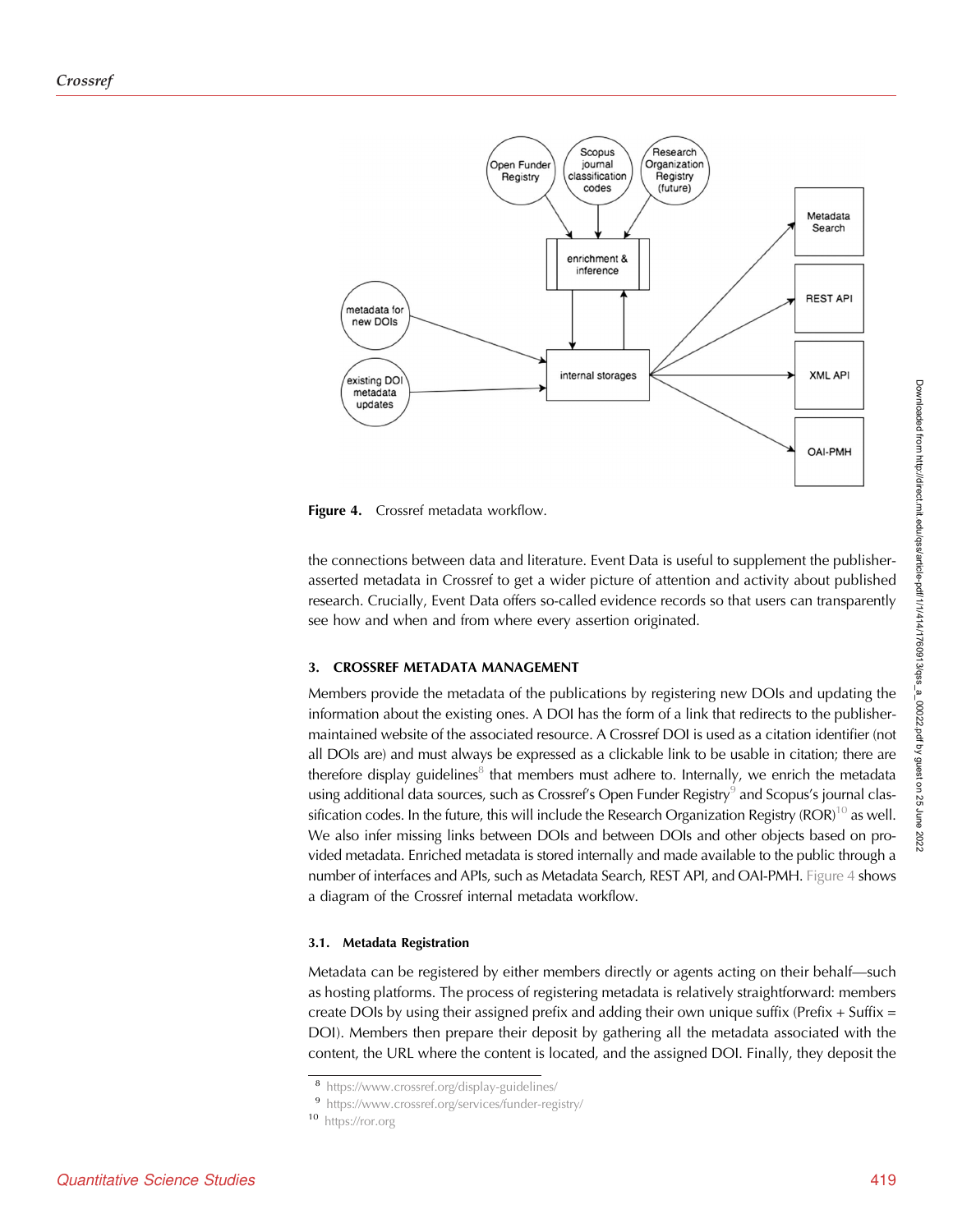Figure 4. Crossref metadata workflow.

the connections between data and literature. Event Data is useful to supplement the publisher-asserted metadata in Crossref to get a wider picture of attention and activity about published research. Crucially, Event Data offers so-called evidence records so that users can transparently see how and when and from where every assertion originated.

## 3. CROSSREF METADATA MANAGEMENT

Members provide the metadata of the publications by registering new DOIs and updating the information about the existing ones. A DOI has the form of a link that redirects to the publisher-maintained website of the associated resource. A Crossref DOI is used as a citation identifier (not all DOIs are) and must always be expressed as a clickable link to be usable in citation; there are therefore display guidelines[8] that members must adhere to. Internally, we enrich the metadata using additional data sources, such as Crossref's Open Funder Registry[9] and Scopus's journal classification codes. In the future, this will include the Research Organization Registry (ROR)[10] as well. We also infer missing links between DOIs and between DOIs and other objects based on provided metadata. Enriched metadata is stored internally and made available to the public through a number of interfaces and APIs, such as Metadata Search, REST API, and OAI-PMH. Figure 4 shows a diagram of the Crossref internal metadata workflow.

### 3.1. Metadata Registration

Metadata can be registered by either members directly or agents acting on their behalf—such as hosting platforms. The process of registering metadata is relatively straightforward: members create DOIs by using their assigned prefix and adding their own unique suffix (Prefix + Suffix = DOI). Members then prepare their deposit by gathering all the metadata associated with the content, the URL where the content is located, and the assigned DOI. Finally, they deposit the

[8] https://www.crossref.org/display-guidelines/

[9] https://www.crossref.org/services/funder-registry/

[10] https://ror.org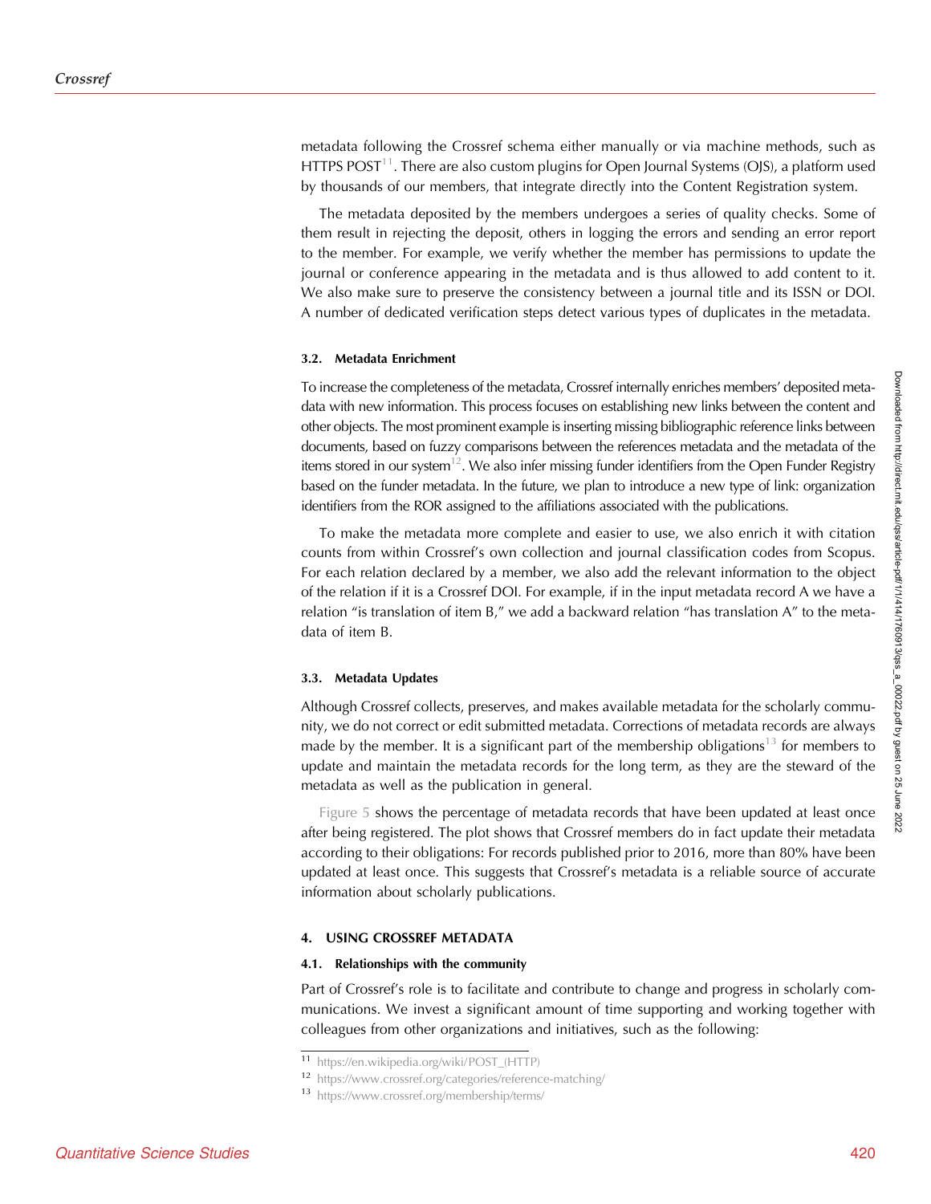metadata following the Crossref schema either manually or via machine methods, such as HTTPS POST[11]. There are also custom plugins for Open Journal Systems (OJS), a platform used by thousands of our members, that integrate directly into the Content Registration system.

The metadata deposited by the members undergoes a series of quality checks. Some of them result in rejecting the deposit, others in logging the errors and sending an error report to the member. For example, we verify whether the member has permissions to update the journal or conference appearing in the metadata and is thus allowed to add content to it. We also make sure to preserve the consistency between a journal title and its ISSN or DOI. A number of dedicated verification steps detect various types of duplicates in the metadata.

### 3.2. Metadata Enrichment

To increase the completeness of the metadata, Crossref internally enriches members' deposited metadata with new information. This process focuses on establishing new links between the content and other objects. The most prominent example is inserting missing bibliographic reference links between documents, based on fuzzy comparisons between the references metadata and the metadata of the items stored in our system[12]. We also infer missing funder identifiers from the Open Funder Registry based on the funder metadata. In the future, we plan to introduce a new type of link: organization identifiers from the ROR assigned to the affiliations associated with the publications.

To make the metadata more complete and easier to use, we also enrich it with citation counts from within Crossref's own collection and journal classification codes from Scopus. For each relation declared by a member, we also add the relevant information to the object of the relation if it is a Crossref DOI. For example, if in the input metadata record A we have a relation "is translation of item B," we add a backward relation "has translation A" to the metadata of item B.

### 3.3. Metadata Updates

Although Crossref collects, preserves, and makes available metadata for the scholarly community, we do not correct or edit submitted metadata. Corrections of metadata records are always made by the member. It is a significant part of the membership obligations[13] for members to update and maintain the metadata records for the long term, as they are the steward of the metadata as well as the publication in general.

Figure 5 shows the percentage of metadata records that have been updated at least once after being registered. The plot shows that Crossref members do in fact update their metadata according to their obligations: For records published prior to 2016, more than 80% have been updated at least once. This suggests that Crossref's metadata is a reliable source of accurate information about scholarly publications.

## 4. USING CROSSREF METADATA

### 4.1. Relationships with the community

Part of Crossref's role is to facilitate and contribute to change and progress in scholarly communications. We invest a significant amount of time supporting and working together with colleagues from other organizations and initiatives, such as the following:

[11] https://en.wikipedia.org/wiki/POST_(HTTP)

[12] https://www.crossref.org/categories/reference-matching/

[13] https://www.crossref.org/membership/terms/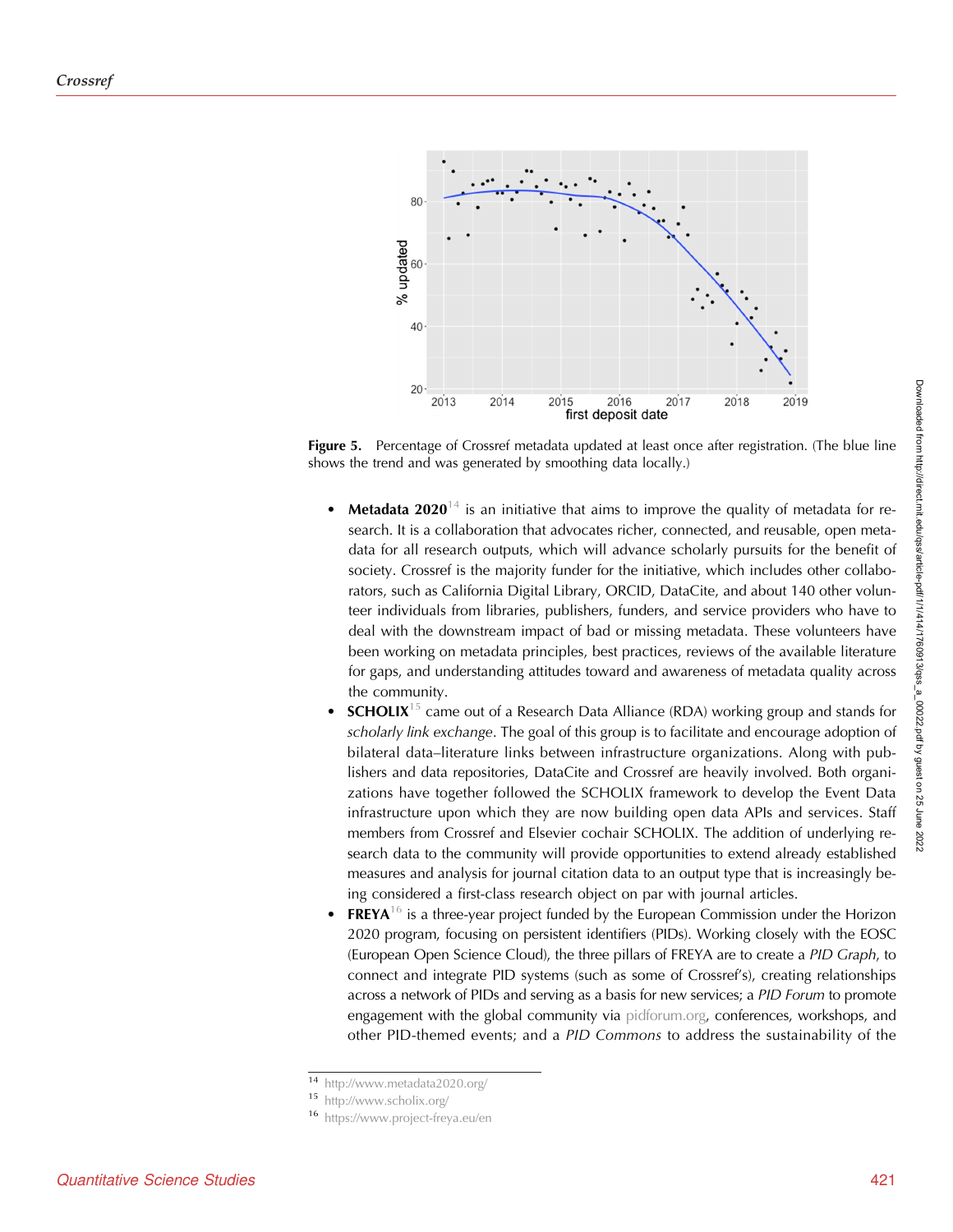**Figure 5.** Percentage of Crossref metadata updated at least once after registration. (The blue line shows the trend and was generated by smoothing data locally.)

- **Metadata 2020**[14] is an initiative that aims to improve the quality of metadata for research. It is a collaboration that advocates richer, connected, and reusable, open metadata for all research outputs, which will advance scholarly pursuits for the benefit of society. Crossref is the majority funder for the initiative, which includes other collaborators, such as California Digital Library, ORCID, DataCite, and about 140 other volunteer individuals from libraries, publishers, funders, and service providers who have to deal with the downstream impact of bad or missing metadata. These volunteers have been working on metadata principles, best practices, reviews of the available literature for gaps, and understanding attitudes toward and awareness of metadata quality across the community.
- **SCHOLIX**[15] came out of a Research Data Alliance (RDA) working group and stands for *scholarly link exchange*. The goal of this group is to facilitate and encourage adoption of bilateral data–literature links between infrastructure organizations. Along with publishers and data repositories, DataCite and Crossref are heavily involved. Both organizations have together followed the SCHOLIX framework to develop the Event Data infrastructure upon which they are now building open data APIs and services. Staff members from Crossref and Elsevier cochair SCHOLIX. The addition of underlying research data to the community will provide opportunities to extend already established measures and analysis for journal citation data to an output type that is increasingly being considered a first-class research object on par with journal articles.
- **FREYA**[16] is a three-year project funded by the European Commission under the Horizon 2020 program, focusing on persistent identifiers (PIDs). Working closely with the EOSC (European Open Science Cloud), the three pillars of FREYA are to create a *PID Graph*, to connect and integrate PID systems (such as some of Crossref's), creating relationships across a network of PIDs and serving as a basis for new services; a *PID Forum* to promote engagement with the global community via pidforum.org, conferences, workshops, and other PID-themed events; and a *PID Commons* to address the sustainability of the

---

[14] http://www.metadata2020.org/

[15] http://www.scholix.org/

[16] https://www.project-freya.eu/en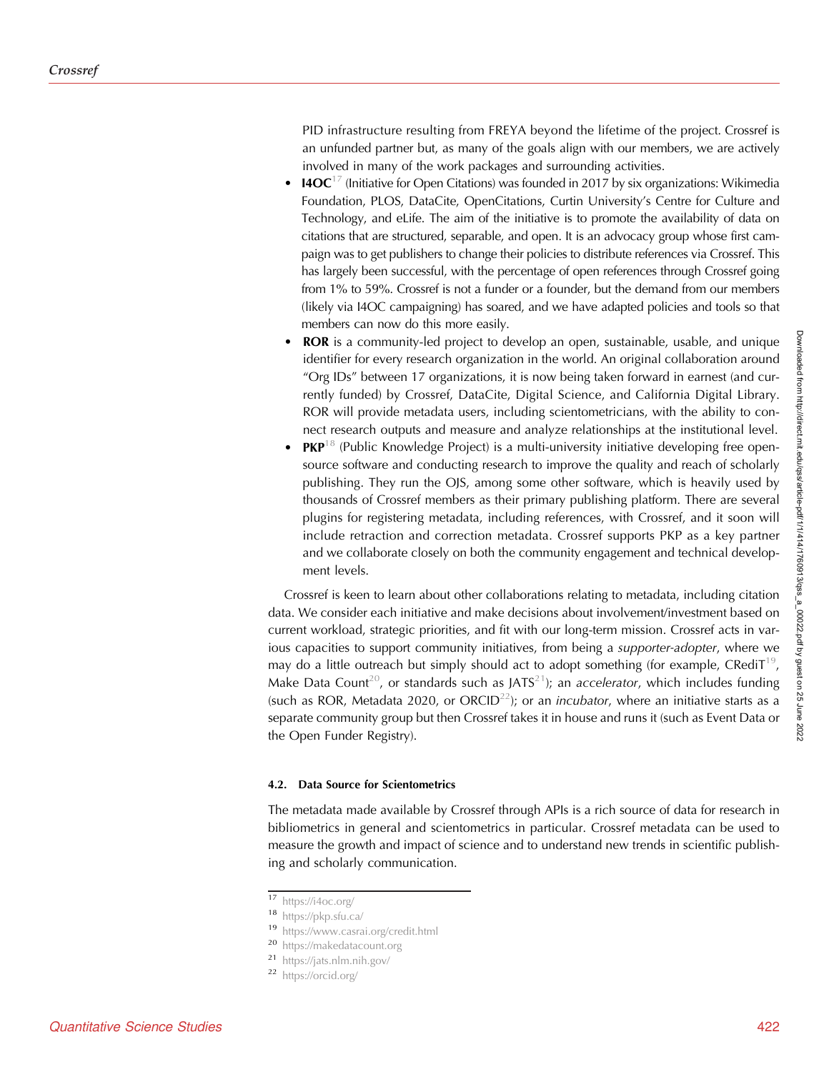PID infrastructure resulting from FREYA beyond the lifetime of the project. Crossref is an unfunded partner but, as many of the goals align with our members, we are actively involved in many of the work packages and surrounding activities.

- **I4OC**[17] (Initiative for Open Citations) was founded in 2017 by six organizations: Wikimedia Foundation, PLOS, DataCite, OpenCitations, Curtin University's Centre for Culture and Technology, and eLife. The aim of the initiative is to promote the availability of data on citations that are structured, separable, and open. It is an advocacy group whose first campaign was to get publishers to change their policies to distribute references via Crossref. This has largely been successful, with the percentage of open references through Crossref going from 1% to 59%. Crossref is not a funder or a founder, but the demand from our members (likely via I4OC campaigning) has soared, and we have adapted policies and tools so that members can now do this more easily.
- **ROR** is a community-led project to develop an open, sustainable, usable, and unique identifier for every research organization in the world. An original collaboration around "Org IDs" between 17 organizations, it is now being taken forward in earnest (and currently funded) by Crossref, DataCite, Digital Science, and California Digital Library. ROR will provide metadata users, including scientometricians, with the ability to connect research outputs and measure and analyze relationships at the institutional level.
- **PKP**[18] (Public Knowledge Project) is a multi-university initiative developing free open-source software and conducting research to improve the quality and reach of scholarly publishing. They run the OJS, among some other software, which is heavily used by thousands of Crossref members as their primary publishing platform. There are several plugins for registering metadata, including references, with Crossref, and it soon will include retraction and correction metadata. Crossref supports PKP as a key partner and we collaborate closely on both the community engagement and technical development levels.

Crossref is keen to learn about other collaborations relating to metadata, including citation data. We consider each initiative and make decisions about involvement/investment based on current workload, strategic priorities, and fit with our long-term mission. Crossref acts in various capacities to support community initiatives, from being a *supporter-adopter*, where we may do a little outreach but simply should act to adopt something (for example, CRediT[19], Make Data Count[20], or standards such as JATS[21]); an *accelerator*, which includes funding (such as ROR, Metadata 2020, or ORCID[22]); or an *incubator*, where an initiative starts as a separate community group but then Crossref takes it in house and runs it (such as Event Data or the Open Funder Registry).

### 4.2. Data Source for Scientometrics

The metadata made available by Crossref through APIs is a rich source of data for research in bibliometrics in general and scientometrics in particular. Crossref metadata can be used to measure the growth and impact of science and to understand new trends in scientific publishing and scholarly communication.

[17] https://i4oc.org/
[18] https://pkp.sfu.ca/
[19] https://www.casrai.org/credit.html
[20] https://makedatacount.org
[21] https://jats.nlm.nih.gov/
[22] https://orcid.org/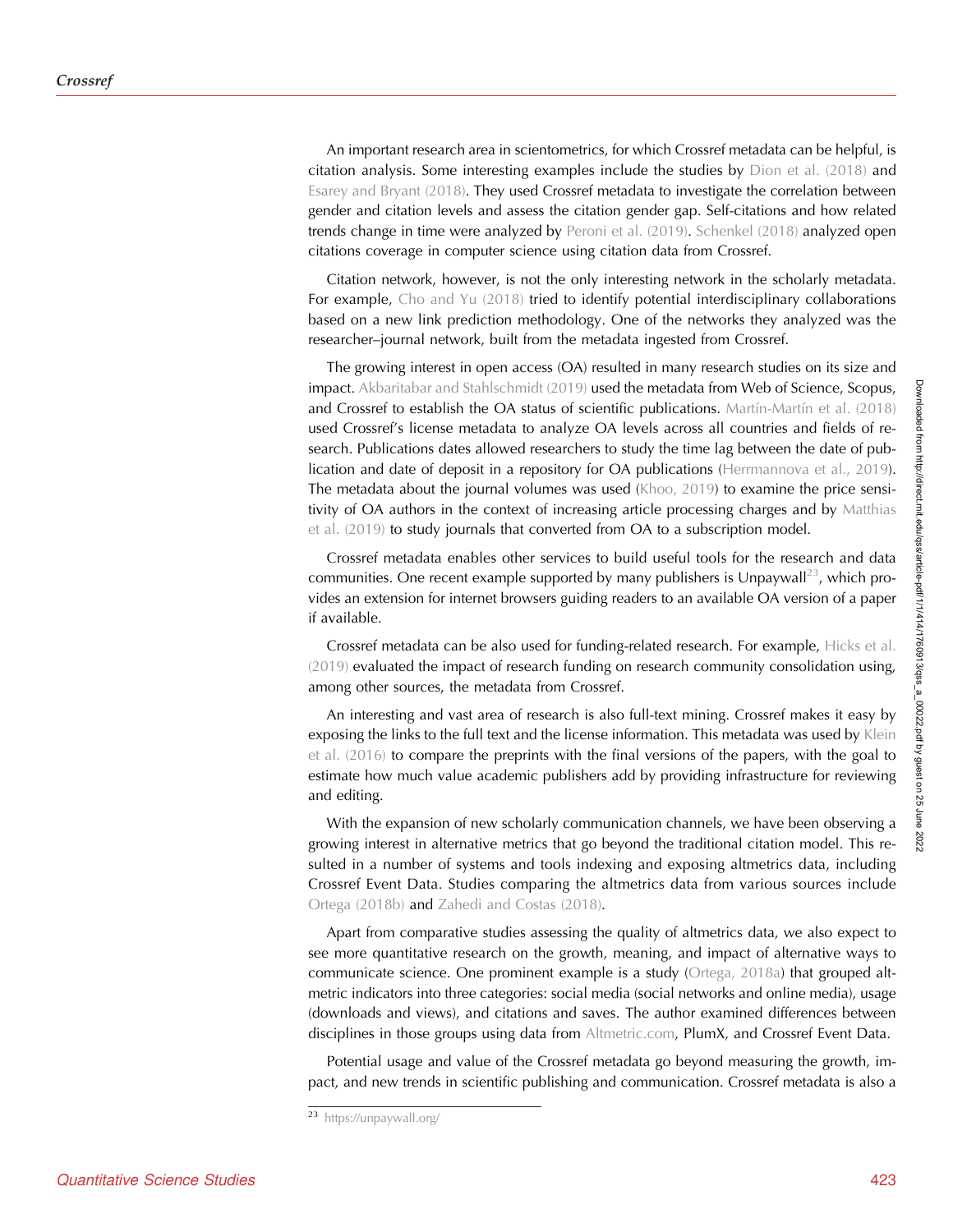An important research area in scientometrics, for which Crossref metadata can be helpful, is citation analysis. Some interesting examples include the studies by Dion et al. (2018) and Esarey and Bryant (2018). They used Crossref metadata to investigate the correlation between gender and citation levels and assess the citation gender gap. Self-citations and how related trends change in time were analyzed by Peroni et al. (2019). Schenkel (2018) analyzed open citations coverage in computer science using citation data from Crossref.

Citation network, however, is not the only interesting network in the scholarly metadata. For example, Cho and Yu (2018) tried to identify potential interdisciplinary collaborations based on a new link prediction methodology. One of the networks they analyzed was the researcher–journal network, built from the metadata ingested from Crossref.

The growing interest in open access (OA) resulted in many research studies on its size and impact. Akbaritabar and Stahlschmidt (2019) used the metadata from Web of Science, Scopus, and Crossref to establish the OA status of scientific publications. Martín-Martín et al. (2018) used Crossref's license metadata to analyze OA levels across all countries and fields of research. Publications dates allowed researchers to study the time lag between the date of publication and date of deposit in a repository for OA publications (Herrmannova et al., 2019). The metadata about the journal volumes was used (Khoo, 2019) to examine the price sensitivity of OA authors in the context of increasing article processing charges and by Matthias et al. (2019) to study journals that converted from OA to a subscription model.

Crossref metadata enables other services to build useful tools for the research and data communities. One recent example supported by many publishers is Unpaywall[23], which provides an extension for internet browsers guiding readers to an available OA version of a paper if available.

Crossref metadata can be also used for funding-related research. For example, Hicks et al. (2019) evaluated the impact of research funding on research community consolidation using, among other sources, the metadata from Crossref.

An interesting and vast area of research is also full-text mining. Crossref makes it easy by exposing the links to the full text and the license information. This metadata was used by Klein et al. (2016) to compare the preprints with the final versions of the papers, with the goal to estimate how much value academic publishers add by providing infrastructure for reviewing and editing.

With the expansion of new scholarly communication channels, we have been observing a growing interest in alternative metrics that go beyond the traditional citation model. This resulted in a number of systems and tools indexing and exposing altmetrics data, including Crossref Event Data. Studies comparing the altmetrics data from various sources include Ortega (2018b) and Zahedi and Costas (2018).

Apart from comparative studies assessing the quality of altmetrics data, we also expect to see more quantitative research on the growth, meaning, and impact of alternative ways to communicate science. One prominent example is a study (Ortega, 2018a) that grouped altmetric indicators into three categories: social media (social networks and online media), usage (downloads and views), and citations and saves. The author examined differences between disciplines in those groups using data from Altmetric.com, PlumX, and Crossref Event Data.

Potential usage and value of the Crossref metadata go beyond measuring the growth, impact, and new trends in scientific publishing and communication. Crossref metadata is also a

[23] https://unpaywall.org/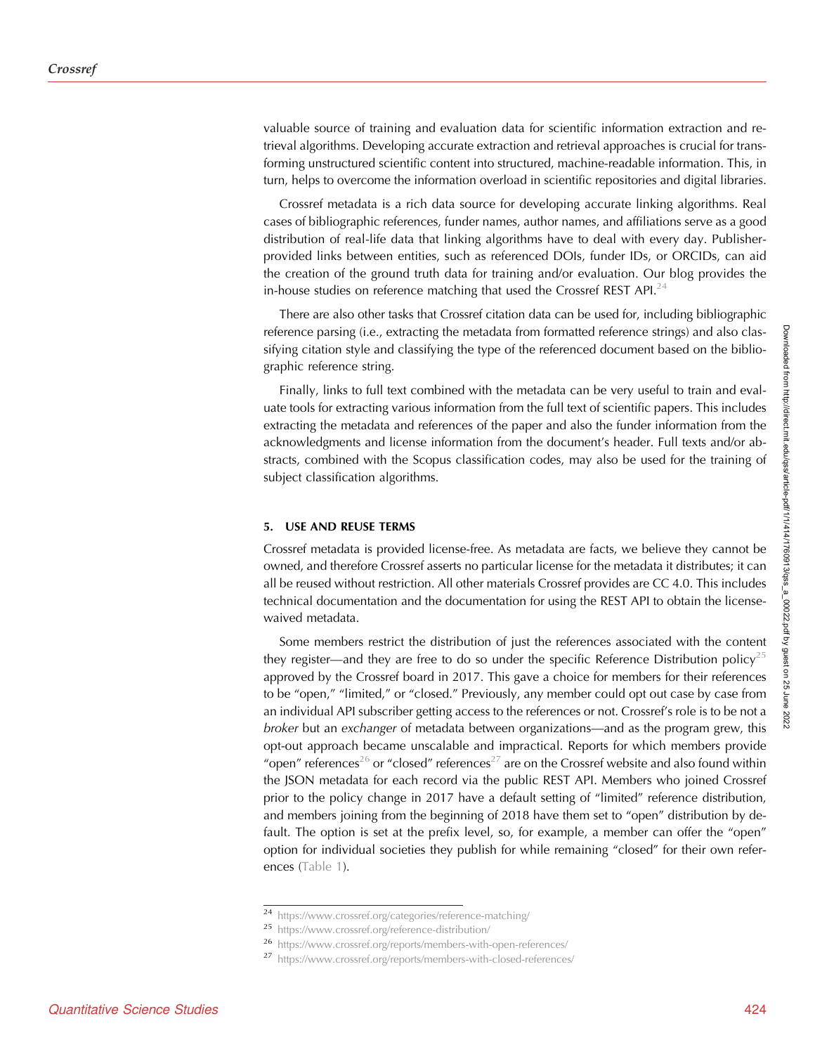valuable source of training and evaluation data for scientific information extraction and retrieval algorithms. Developing accurate extraction and retrieval approaches is crucial for transforming unstructured scientific content into structured, machine-readable information. This, in turn, helps to overcome the information overload in scientific repositories and digital libraries.

Crossref metadata is a rich data source for developing accurate linking algorithms. Real cases of bibliographic references, funder names, author names, and affiliations serve as a good distribution of real-life data that linking algorithms have to deal with every day. Publisher-provided links between entities, such as referenced DOIs, funder IDs, or ORCIDs, can aid the creation of the ground truth data for training and/or evaluation. Our blog provides the in-house studies on reference matching that used the Crossref REST API.[24]

There are also other tasks that Crossref citation data can be used for, including bibliographic reference parsing (i.e., extracting the metadata from formatted reference strings) and also classifying citation style and classifying the type of the referenced document based on the bibliographic reference string.

Finally, links to full text combined with the metadata can be very useful to train and evaluate tools for extracting various information from the full text of scientific papers. This includes extracting the metadata and references of the paper and also the funder information from the acknowledgments and license information from the document's header. Full texts and/or abstracts, combined with the Scopus classification codes, may also be used for the training of subject classification algorithms.

## 5. USE AND REUSE TERMS

Crossref metadata is provided license-free. As metadata are facts, we believe they cannot be owned, and therefore Crossref asserts no particular license for the metadata it distributes; it can all be reused without restriction. All other materials Crossref provides are CC 4.0. This includes technical documentation and the documentation for using the REST API to obtain the license-waived metadata.

Some members restrict the distribution of just the references associated with the content they register—and they are free to do so under the specific Reference Distribution policy[25] approved by the Crossref board in 2017. This gave a choice for members for their references to be "open," "limited," or "closed." Previously, any member could opt out case by case from an individual API subscriber getting access to the references or not. Crossref's role is to be not a *broker* but an *exchanger* of metadata between organizations—and as the program grew, this opt-out approach became unscalable and impractical. Reports for which members provide "open" references[26] or "closed" references[27] are on the Crossref website and also found within the JSON metadata for each record via the public REST API. Members who joined Crossref prior to the policy change in 2017 have a default setting of "limited" reference distribution, and members joining from the beginning of 2018 have them set to "open" distribution by default. The option is set at the prefix level, so, for example, a member can offer the "open" option for individual societies they publish for while remaining "closed" for their own references (Table 1).

[24] https://www.crossref.org/categories/reference-matching/

[25] https://www.crossref.org/reference-distribution/

[26] https://www.crossref.org/reports/members-with-open-references/

[27] https://www.crossref.org/reports/members-with-closed-references/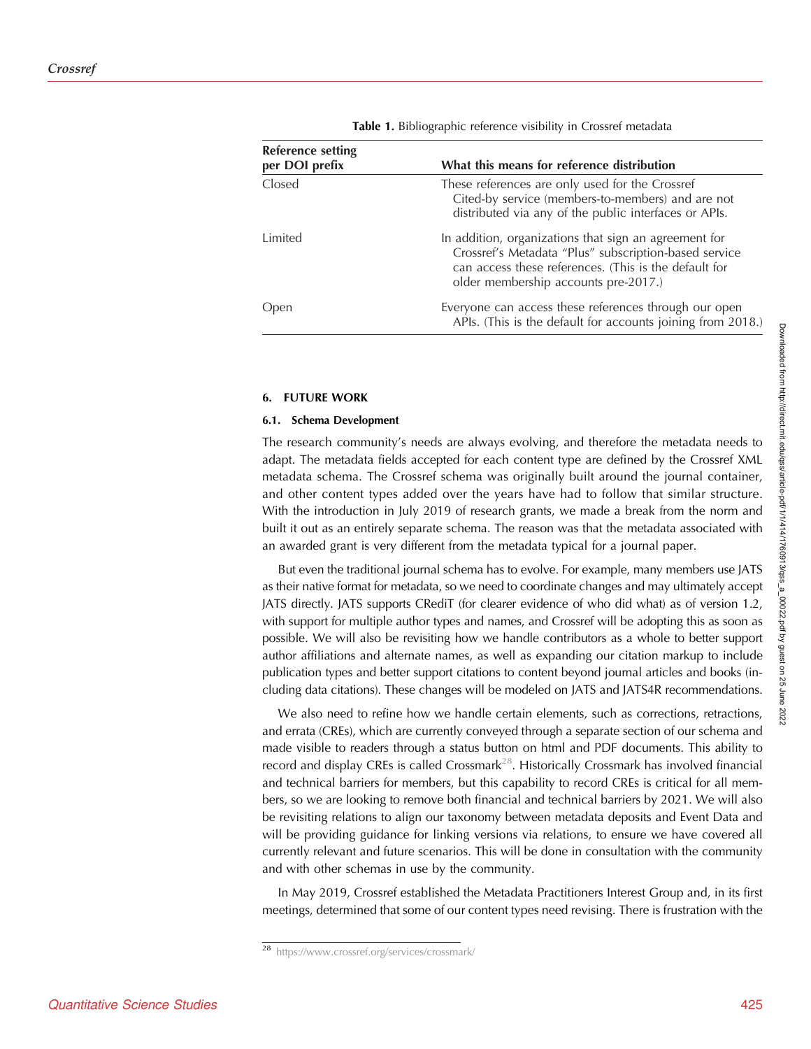**Table 1.** Bibliographic reference visibility in Crossref metadata

| Reference setting per DOI prefix | What this means for reference distribution |
| --- | --- |
| Closed | These references are only used for the Crossref Cited-by service (members-to-members) and are not distributed via any of the public interfaces or APIs. |
| Limited | In addition, organizations that sign an agreement for Crossref's Metadata "Plus" subscription-based service can access these references. (This is the default for older membership accounts pre-2017.) |
| Open | Everyone can access these references through our open APIs. (This is the default for accounts joining from 2018.) |

## 6. FUTURE WORK

### 6.1. Schema Development

The research community's needs are always evolving, and therefore the metadata needs to adapt. The metadata fields accepted for each content type are defined by the Crossref XML metadata schema. The Crossref schema was originally built around the journal container, and other content types added over the years have had to follow that similar structure. With the introduction in July 2019 of research grants, we made a break from the norm and built it out as an entirely separate schema. The reason was that the metadata associated with an awarded grant is very different from the metadata typical for a journal paper.

But even the traditional journal schema has to evolve. For example, many members use JATS as their native format for metadata, so we need to coordinate changes and may ultimately accept JATS directly. JATS supports CRediT (for clearer evidence of who did what) as of version 1.2, with support for multiple author types and names, and Crossref will be adopting this as soon as possible. We will also be revisiting how we handle contributors as a whole to better support author affiliations and alternate names, as well as expanding our citation markup to include publication types and better support citations to content beyond journal articles and books (including data citations). These changes will be modeled on JATS and JATS4R recommendations.

We also need to refine how we handle certain elements, such as corrections, retractions, and errata (CREs), which are currently conveyed through a separate section of our schema and made visible to readers through a status button on html and PDF documents. This ability to record and display CREs is called Crossmark[28]. Historically Crossmark has involved financial and technical barriers for members, but this capability to record CREs is critical for all members, so we are looking to remove both financial and technical barriers by 2021. We will also be revisiting relations to align our taxonomy between metadata deposits and Event Data and will be providing guidance for linking versions via relations, to ensure we have covered all currently relevant and future scenarios. This will be done in consultation with the community and with other schemas in use by the community.

In May 2019, Crossref established the Metadata Practitioners Interest Group and, in its first meetings, determined that some of our content types need revising. There is frustration with the

[28] https://www.crossref.org/services/crossmark/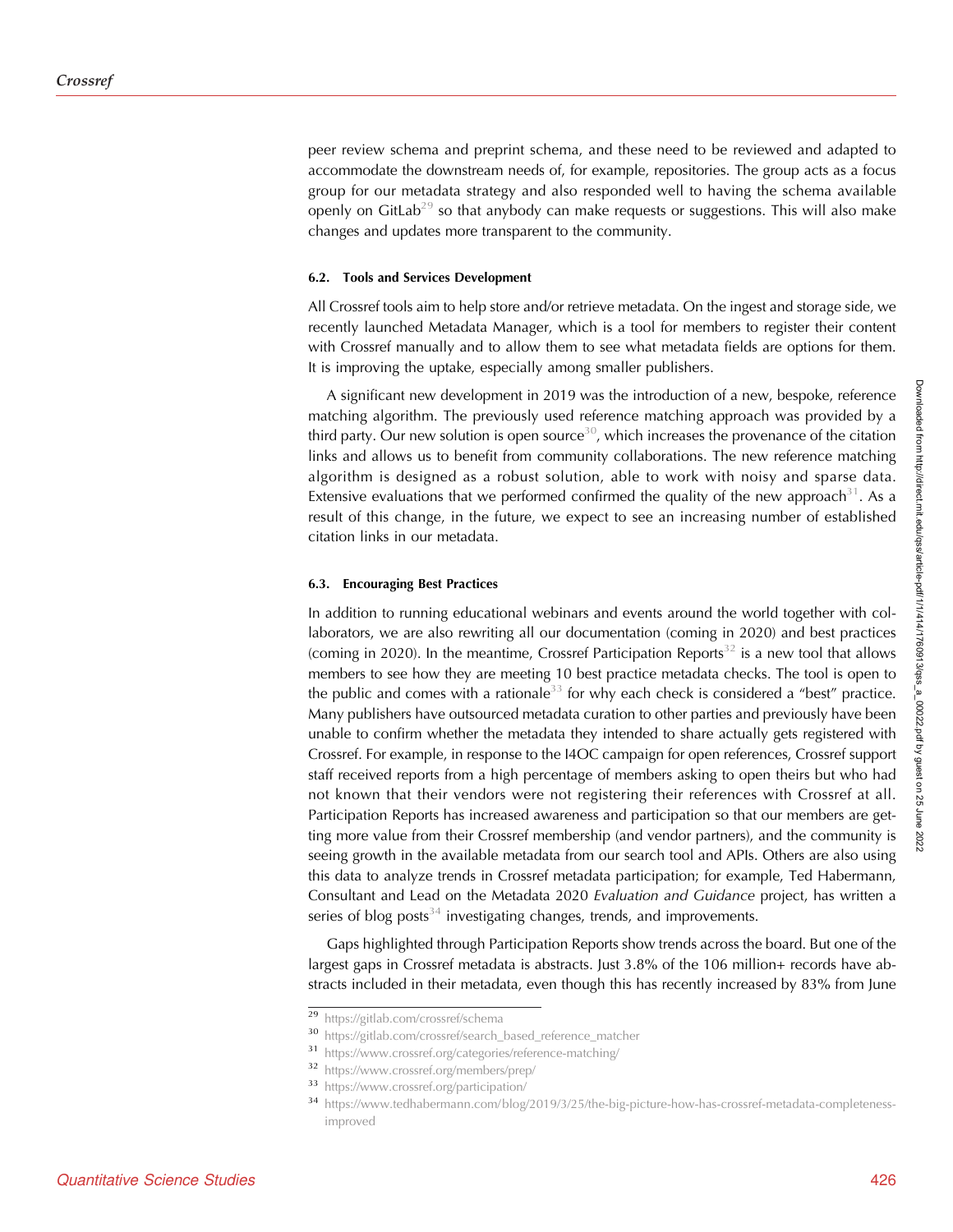peer review schema and preprint schema, and these need to be reviewed and adapted to accommodate the downstream needs of, for example, repositories. The group acts as a focus group for our metadata strategy and also responded well to having the schema available openly on GitLab[29] so that anybody can make requests or suggestions. This will also make changes and updates more transparent to the community.

### 6.2. Tools and Services Development

All Crossref tools aim to help store and/or retrieve metadata. On the ingest and storage side, we recently launched Metadata Manager, which is a tool for members to register their content with Crossref manually and to allow them to see what metadata fields are options for them. It is improving the uptake, especially among smaller publishers.

A significant new development in 2019 was the introduction of a new, bespoke, reference matching algorithm. The previously used reference matching approach was provided by a third party. Our new solution is open source[30], which increases the provenance of the citation links and allows us to benefit from community collaborations. The new reference matching algorithm is designed as a robust solution, able to work with noisy and sparse data. Extensive evaluations that we performed confirmed the quality of the new approach[31]. As a result of this change, in the future, we expect to see an increasing number of established citation links in our metadata.

### 6.3. Encouraging Best Practices

In addition to running educational webinars and events around the world together with collaborators, we are also rewriting all our documentation (coming in 2020) and best practices (coming in 2020). In the meantime, Crossref Participation Reports[32] is a new tool that allows members to see how they are meeting 10 best practice metadata checks. The tool is open to the public and comes with a rationale[33] for why each check is considered a "best" practice. Many publishers have outsourced metadata curation to other parties and previously have been unable to confirm whether the metadata they intended to share actually gets registered with Crossref. For example, in response to the I4OC campaign for open references, Crossref support staff received reports from a high percentage of members asking to open theirs but who had not known that their vendors were not registering their references with Crossref at all. Participation Reports has increased awareness and participation so that our members are getting more value from their Crossref membership (and vendor partners), and the community is seeing growth in the available metadata from our search tool and APIs. Others are also using this data to analyze trends in Crossref metadata participation; for example, Ted Habermann, Consultant and Lead on the Metadata 2020 *Evaluation and Guidance* project, has written a series of blog posts[34] investigating changes, trends, and improvements.

Gaps highlighted through Participation Reports show trends across the board. But one of the largest gaps in Crossref metadata is abstracts. Just 3.8% of the 106 million+ records have abstracts included in their metadata, even though this has recently increased by 83% from June

---

[29] https://gitlab.com/crossref/schema

[30] https://gitlab.com/crossref/search_based_reference_matcher

[31] https://www.crossref.org/categories/reference-matching/

[32] https://www.crossref.org/members/prep/

[33] https://www.crossref.org/participation/

[34] https://www.tedhabermann.com/blog/2019/3/25/the-big-picture-how-has-crossref-metadata-completeness-improved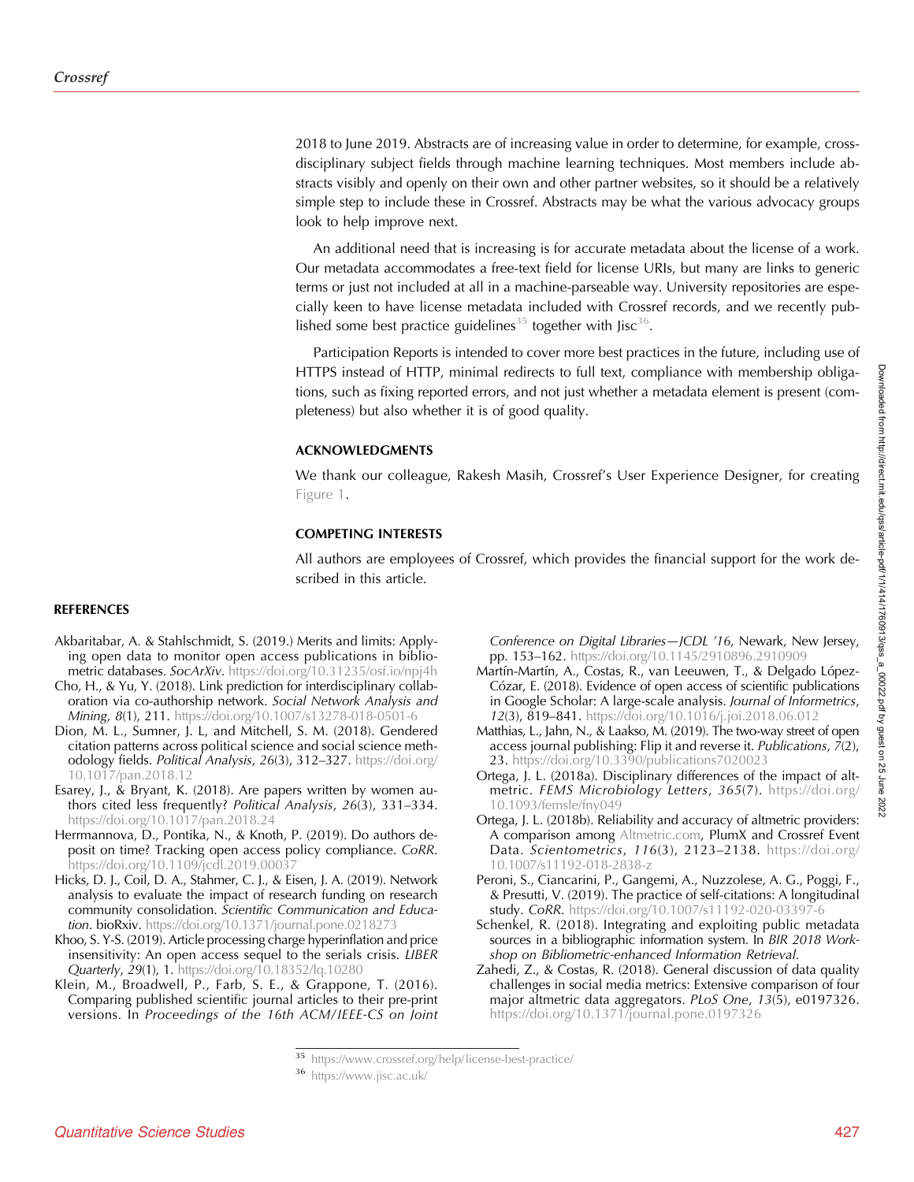2018 to June 2019. Abstracts are of increasing value in order to determine, for example, cross-disciplinary subject fields through machine learning techniques. Most members include abstracts visibly and openly on their own and other partner websites, so it should be a relatively simple step to include these in Crossref. Abstracts may be what the various advocacy groups look to help improve next.

An additional need that is increasing is for accurate metadata about the license of a work. Our metadata accommodates a free-text field for license URIs, but many are links to generic terms or just not included at all in a machine-parseable way. University repositories are especially keen to have license metadata included with Crossref records, and we recently published some best practice guidelines[35] together with Jisc[36].

Participation Reports is intended to cover more best practices in the future, including use of HTTPS instead of HTTP, minimal redirects to full text, compliance with membership obligations, such as fixing reported errors, and not just whether a metadata element is present (completeness) but also whether it is of good quality.

## ACKNOWLEDGMENTS

We thank our colleague, Rakesh Masih, Crossref's User Experience Designer, for creating Figure 1.

## COMPETING INTERESTS

All authors are employees of Crossref, which provides the financial support for the work described in this article.

## REFERENCES

Akbaritabar, A. & Stahlschmidt, S. (2019.) Merits and limits: Applying open data to monitor open access publications in bibliometric databases. *SocArXiv*. https://doi.org/10.31235/osf.io/npj4h

Cho, H., & Yu, Y. (2018). Link prediction for interdisciplinary collaboration via co-authorship network. *Social Network Analysis and Mining*, *8*(1), 211. https://doi.org/10.1007/s13278-018-0501-6

Dion, M. L., Sumner, J. L, and Mitchell, S. M. (2018). Gendered citation patterns across political science and social science methodology fields. *Political Analysis*, *26*(3), 312–327. https://doi.org/10.1017/pan.2018.12

Esarey, J., & Bryant, K. (2018). Are papers written by women authors cited less frequently? *Political Analysis*, *26*(3), 331–334. https://doi.org/10.1017/pan.2018.24

Herrmannova, D., Pontika, N., & Knoth, P. (2019). Do authors deposit on time? Tracking open access policy compliance. *CoRR*. https://doi.org/10.1109/jcdl.2019.00037

Hicks, D. J., Coil, D. A., Stahmer, C. J., & Eisen, J. A. (2019). Network analysis to evaluate the impact of research funding on research community consolidation. *Scientific Communication and Education*. bioRxiv. https://doi.org/10.1371/journal.pone.0218273

Khoo, S. Y-S. (2019). Article processing charge hyperinflation and price insensitivity: An open access sequel to the serials crisis. *LIBER Quarterly*, *29*(1), 1. https://doi.org/10.18352/lq.10280

Klein, M., Broadwell, P., Farb, S. E., & Grappone, T. (2016). Comparing published scientific journal articles to their pre-print versions. In *Proceedings of the 16th ACM/IEEE-CS on Joint Conference on Digital Libraries—JCDL '16*, Newark, New Jersey, pp. 153–162. https://doi.org/10.1145/2910896.2910909

Martín-Martín, A., Costas, R., van Leeuwen, T., & Delgado López-Cózar, E. (2018). Evidence of open access of scientific publications in Google Scholar: A large-scale analysis. *Journal of Informetrics*, *12*(3), 819–841. https://doi.org/10.1016/j.joi.2018.06.012

Matthias, L., Jahn, N., & Laakso, M. (2019). The two-way street of open access journal publishing: Flip it and reverse it. *Publications*, *7*(2), 23. https://doi.org/10.3390/publications7020023

Ortega, J. L. (2018a). Disciplinary differences of the impact of altmetric. *FEMS Microbiology Letters*, *365*(7). https://doi.org/10.1093/femsle/fny049

Ortega, J. L. (2018b). Reliability and accuracy of altmetric providers: A comparison among Altmetric.com, PlumX and Crossref Event Data. *Scientometrics*, *116*(3), 2123–2138. https://doi.org/10.1007/s11192-018-2838-z

Peroni, S., Ciancarini, P., Gangemi, A., Nuzzolese, A. G., Poggi, F., & Presutti, V. (2019). The practice of self-citations: A longitudinal study. *CoRR*. https://doi.org/10.1007/s11192-020-03397-6

Schenkel, R. (2018). Integrating and exploiting public metadata sources in a bibliographic information system. In *BIR 2018 Workshop on Bibliometric-enhanced Information Retrieval*.

Zahedi, Z., & Costas, R. (2018). General discussion of data quality challenges in social media metrics: Extensive comparison of four major altmetric data aggregators. *PLoS One*, *13*(5), e0197326. https://doi.org/10.1371/journal.pone.0197326

[35] https://www.crossref.org/help/license-best-practice/

[36] https://www.jisc.ac.uk/